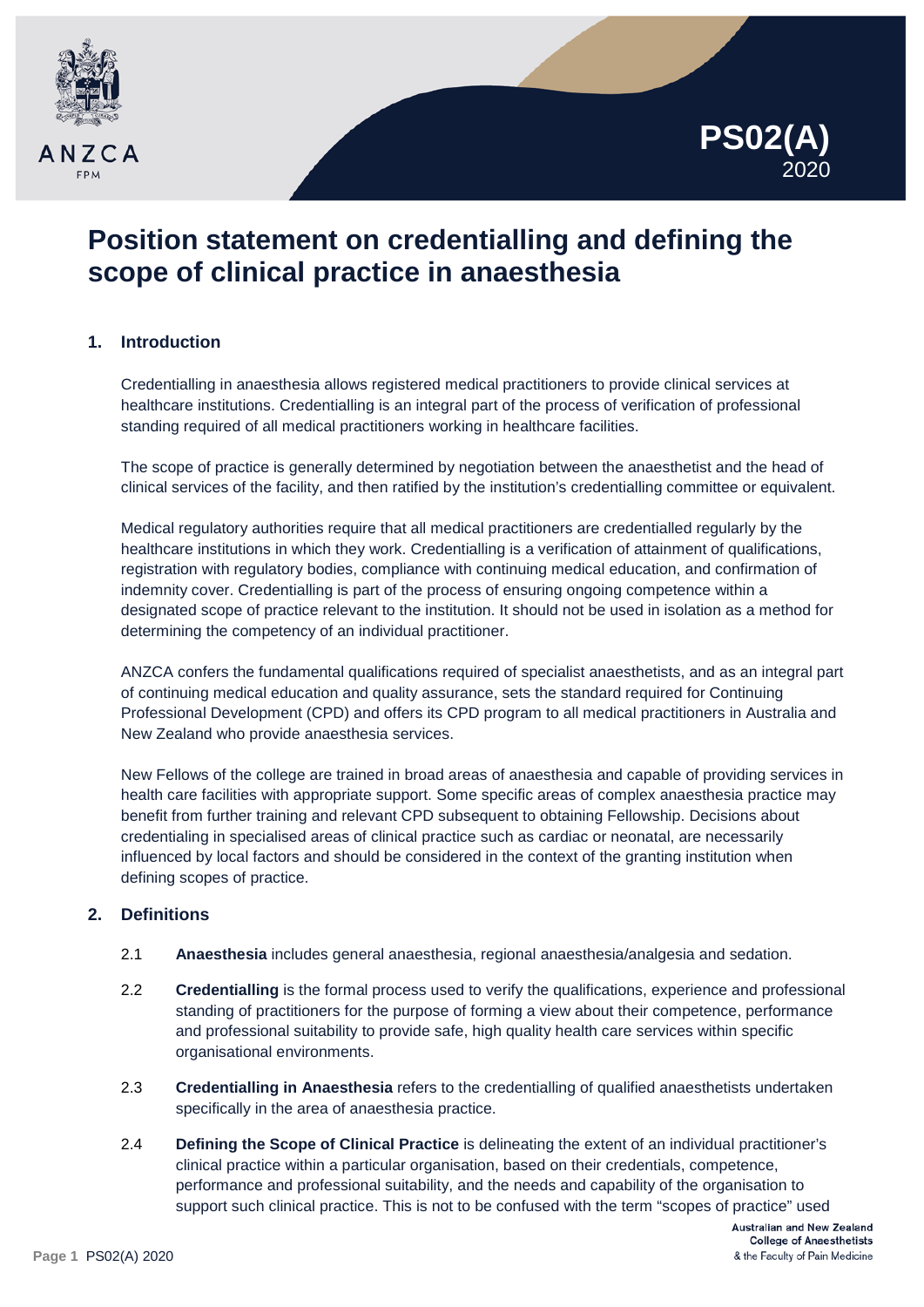# PS02(A) 2020

# Position statement on credentialling and defining the scope of clinical practice in anaesthesia

## 1. Introduction

Credentialling in anaesthesia allows registered medical practitioners to provide clinical services at healthcare institutions. Credentialling is an integral part of the process of verification of professional standing required of all medical practitioners working in healthcare facilities.

The scope of practice is generally determined by negotiation between the anaesthetist and the head of clinical services of the facility, and then ratified by the institution's credentialling committee or equivalent.

Medical regulatory authorities require that all medical practitioners are credentialled regularly by the healthcare institutions in which they work. Credentialling is a verification of attainment of qualifications, registration with regulatory bodies, compliance with continuing medical education, and confirmation of indemnity cover. Credentialling is part of the process of ensuring ongoing competence within a designated scope of practice relevant to the institution. It should not be used in isolation as a method for determining the competency of an individual practitioner.

ANZCA confers the fundamental qualifications required of specialist anaesthetists, and as an integral part of continuing medical education and quality assurance, sets the standard required for Continuing Professional Development (CPD) and offers its CPD program to all medical practitioners in Australia and New Zealand who provide anaesthesia services.

New Fellows of the college are trained in broad areas of anaesthesia and capable of providing services in health care facilities with appropriate support. Some specific areas of complex anaesthesia practice may benefit from further training and relevant CPD subsequent to obtaining Fellowship. Decisions about credentialing in specialised areas of clinical practice such as cardiac or neonatal, are necessarily influenced by local factors and should be considered in the context of the granting institution when defining scopes of practice.

## 2. Definitions

2.1 **Anaesthesia** includes general anaesthesia, regional anaesthesia/analgesia and sedation.

2.2 **Credentialling** is the formal process used to verify the qualifications, experience and professional standing of practitioners for the purpose of forming a view about their competence, performance and professional suitability to provide safe, high quality health care services within specific organisational environments.

2.3 **Credentialling in Anaesthesia** refers to the credentialling of qualified anaesthetists undertaken specifically in the area of anaesthesia practice.

2.4 **Defining the Scope of Clinical Practice** is delineating the extent of an individual practitioner's clinical practice within a particular organisation, based on their credentials, competence, performance and professional suitability, and the needs and capability of the organisation to support such clinical practice. This is not to be confused with the term "scopes of practice" used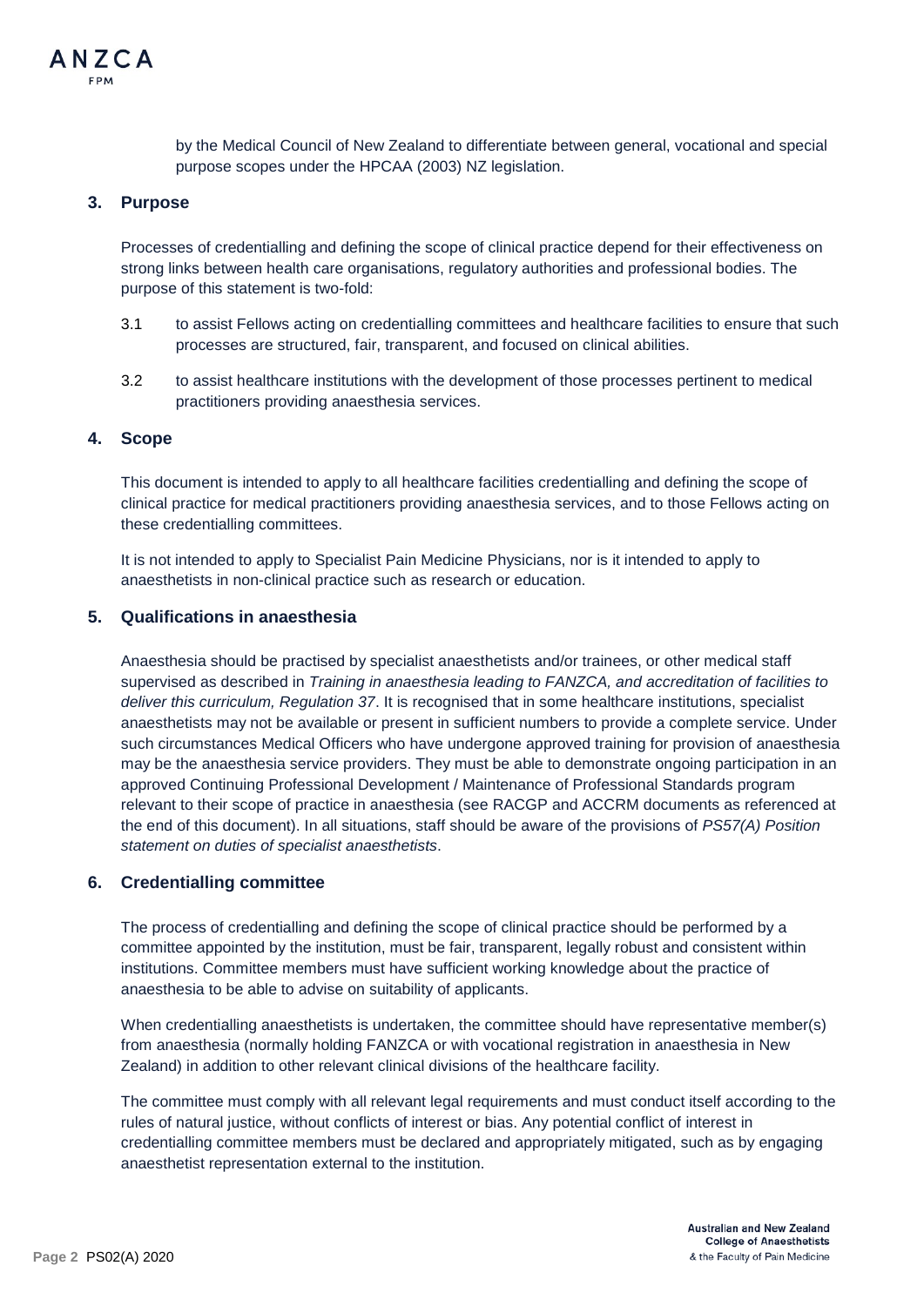by the Medical Council of New Zealand to differentiate between general, vocational and special purpose scopes under the HPCAA (2003) NZ legislation.

## 3. Purpose

Processes of credentialling and defining the scope of clinical practice depend for their effectiveness on strong links between health care organisations, regulatory authorities and professional bodies. The purpose of this statement is two-fold:

3.1 to assist Fellows acting on credentialling committees and healthcare facilities to ensure that such processes are structured, fair, transparent, and focused on clinical abilities.

3.2 to assist healthcare institutions with the development of those processes pertinent to medical practitioners providing anaesthesia services.

## 4. Scope

This document is intended to apply to all healthcare facilities credentialling and defining the scope of clinical practice for medical practitioners providing anaesthesia services, and to those Fellows acting on these credentialling committees.

It is not intended to apply to Specialist Pain Medicine Physicians, nor is it intended to apply to anaesthetists in non-clinical practice such as research or education.

## 5. Qualifications in anaesthesia

Anaesthesia should be practised by specialist anaesthetists and/or trainees, or other medical staff supervised as described in *Training in anaesthesia leading to FANZCA, and accreditation of facilities to deliver this curriculum, Regulation 37*. It is recognised that in some healthcare institutions, specialist anaesthetists may not be available or present in sufficient numbers to provide a complete service. Under such circumstances Medical Officers who have undergone approved training for provision of anaesthesia may be the anaesthesia service providers. They must be able to demonstrate ongoing participation in an approved Continuing Professional Development / Maintenance of Professional Standards program relevant to their scope of practice in anaesthesia (see RACGP and ACCRM documents as referenced at the end of this document). In all situations, staff should be aware of the provisions of *PS57(A) Position statement on duties of specialist anaesthetists*.

## 6. Credentialling committee

The process of credentialling and defining the scope of clinical practice should be performed by a committee appointed by the institution, must be fair, transparent, legally robust and consistent within institutions. Committee members must have sufficient working knowledge about the practice of anaesthesia to be able to advise on suitability of applicants.

When credentialling anaesthetists is undertaken, the committee should have representative member(s) from anaesthesia (normally holding FANZCA or with vocational registration in anaesthesia in New Zealand) in addition to other relevant clinical divisions of the healthcare facility.

The committee must comply with all relevant legal requirements and must conduct itself according to the rules of natural justice, without conflicts of interest or bias. Any potential conflict of interest in credentialling committee members must be declared and appropriately mitigated, such as by engaging anaesthetist representation external to the institution.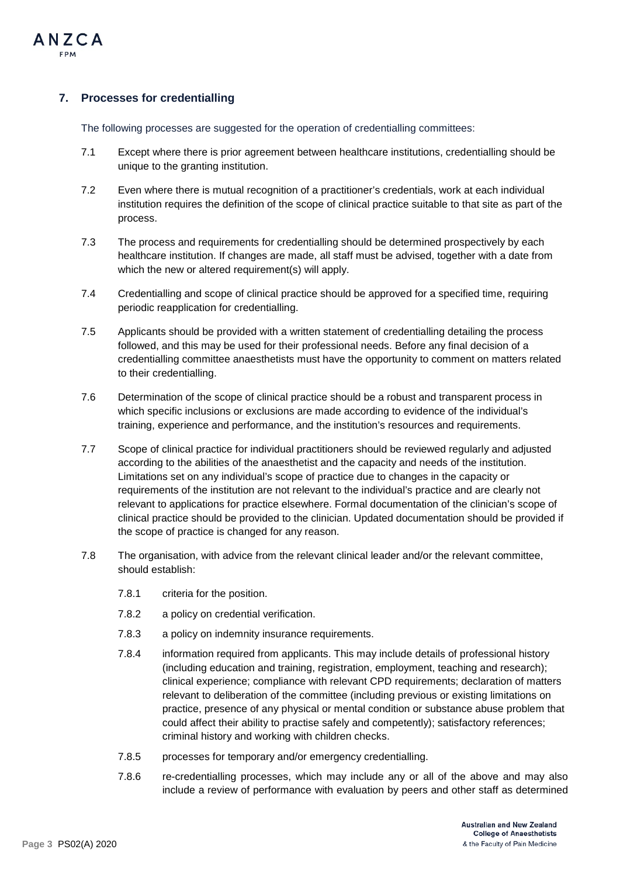## 7. Processes for credentialling

The following processes are suggested for the operation of credentialling committees:

7.1 Except where there is prior agreement between healthcare institutions, credentialling should be unique to the granting institution.

7.2 Even where there is mutual recognition of a practitioner's credentials, work at each individual institution requires the definition of the scope of clinical practice suitable to that site as part of the process.

7.3 The process and requirements for credentialling should be determined prospectively by each healthcare institution. If changes are made, all staff must be advised, together with a date from which the new or altered requirement(s) will apply.

7.4 Credentialling and scope of clinical practice should be approved for a specified time, requiring periodic reapplication for credentialling.

7.5 Applicants should be provided with a written statement of credentialling detailing the process followed, and this may be used for their professional needs. Before any final decision of a credentialling committee anaesthetists must have the opportunity to comment on matters related to their credentialling.

7.6 Determination of the scope of clinical practice should be a robust and transparent process in which specific inclusions or exclusions are made according to evidence of the individual's training, experience and performance, and the institution's resources and requirements.

7.7 Scope of clinical practice for individual practitioners should be reviewed regularly and adjusted according to the abilities of the anaesthetist and the capacity and needs of the institution. Limitations set on any individual's scope of practice due to changes in the capacity or requirements of the institution are not relevant to the individual's practice and are clearly not relevant to applications for practice elsewhere. Formal documentation of the clinician's scope of clinical practice should be provided to the clinician. Updated documentation should be provided if the scope of practice is changed for any reason.

7.8 The organisation, with advice from the relevant clinical leader and/or the relevant committee, should establish:

7.8.1 criteria for the position.

7.8.2 a policy on credential verification.

7.8.3 a policy on indemnity insurance requirements.

7.8.4 information required from applicants. This may include details of professional history (including education and training, registration, employment, teaching and research); clinical experience; compliance with relevant CPD requirements; declaration of matters relevant to deliberation of the committee (including previous or existing limitations on practice, presence of any physical or mental condition or substance abuse problem that could affect their ability to practise safely and competently); satisfactory references; criminal history and working with children checks.

7.8.5 processes for temporary and/or emergency credentialling.

7.8.6 re-credentialling processes, which may include any or all of the above and may also include a review of performance with evaluation by peers and other staff as determined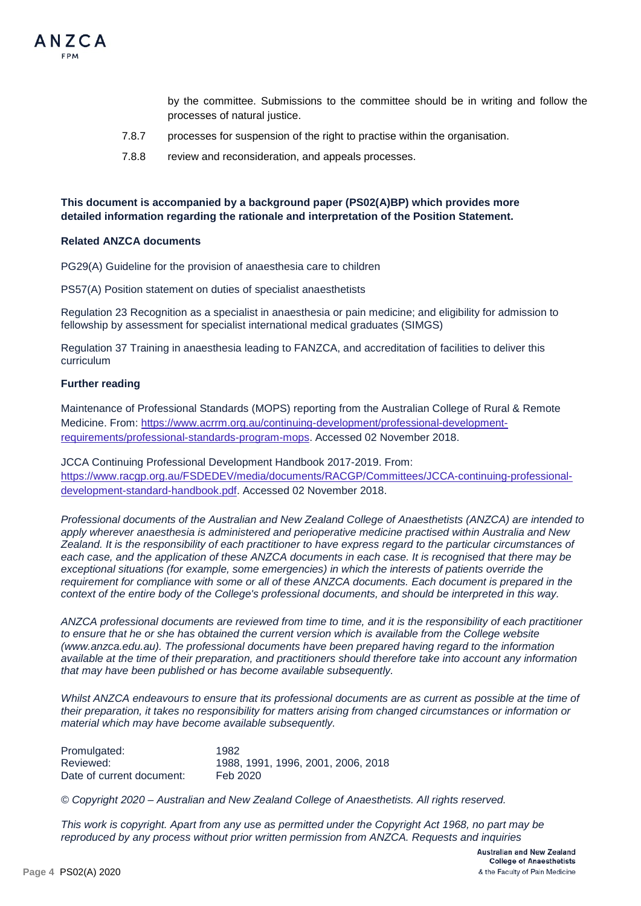by the committee. Submissions to the committee should be in writing and follow the processes of natural justice.

7.8.7 processes for suspension of the right to practise within the organisation.

7.8.8 review and reconsideration, and appeals processes.

**This document is accompanied by a background paper (PS02(A)BP) which provides more detailed information regarding the rationale and interpretation of the Position Statement.**

**Related ANZCA documents**

PG29(A) Guideline for the provision of anaesthesia care to children

PS57(A) Position statement on duties of specialist anaesthetists

Regulation 23 Recognition as a specialist in anaesthesia or pain medicine; and eligibility for admission to fellowship by assessment for specialist international medical graduates (SIMGS)

Regulation 37 Training in anaesthesia leading to FANZCA, and accreditation of facilities to deliver this curriculum

**Further reading**

Maintenance of Professional Standards (MOPS) reporting from the Australian College of Rural & Remote Medicine. From: https://www.acrrm.org.au/continuing-development/professional-development-requirements/professional-standards-program-mops. Accessed 02 November 2018.

JCCA Continuing Professional Development Handbook 2017-2019. From: https://www.racgp.org.au/FSDEDEV/media/documents/RACGP/Committees/JCCA-continuing-professional-development-standard-handbook.pdf. Accessed 02 November 2018.

*Professional documents of the Australian and New Zealand College of Anaesthetists (ANZCA) are intended to apply wherever anaesthesia is administered and perioperative medicine practised within Australia and New Zealand. It is the responsibility of each practitioner to have express regard to the particular circumstances of each case, and the application of these ANZCA documents in each case. It is recognised that there may be exceptional situations (for example, some emergencies) in which the interests of patients override the requirement for compliance with some or all of these ANZCA documents. Each document is prepared in the context of the entire body of the College's professional documents, and should be interpreted in this way.*

*ANZCA professional documents are reviewed from time to time, and it is the responsibility of each practitioner to ensure that he or she has obtained the current version which is available from the College website (www.anzca.edu.au). The professional documents have been prepared having regard to the information available at the time of their preparation, and practitioners should therefore take into account any information that may have been published or has become available subsequently.*

*Whilst ANZCA endeavours to ensure that its professional documents are as current as possible at the time of their preparation, it takes no responsibility for matters arising from changed circumstances or information or material which may have become available subsequently.*

| | |
|---|---|
| Promulgated: | 1982 |
| Reviewed: | 1988, 1991, 1996, 2001, 2006, 2018 |
| Date of current document: | Feb 2020 |

*© Copyright 2020 – Australian and New Zealand College of Anaesthetists. All rights reserved.*

*This work is copyright. Apart from any use as permitted under the Copyright Act 1968, no part may be reproduced by any process without prior written permission from ANZCA. Requests and inquiries*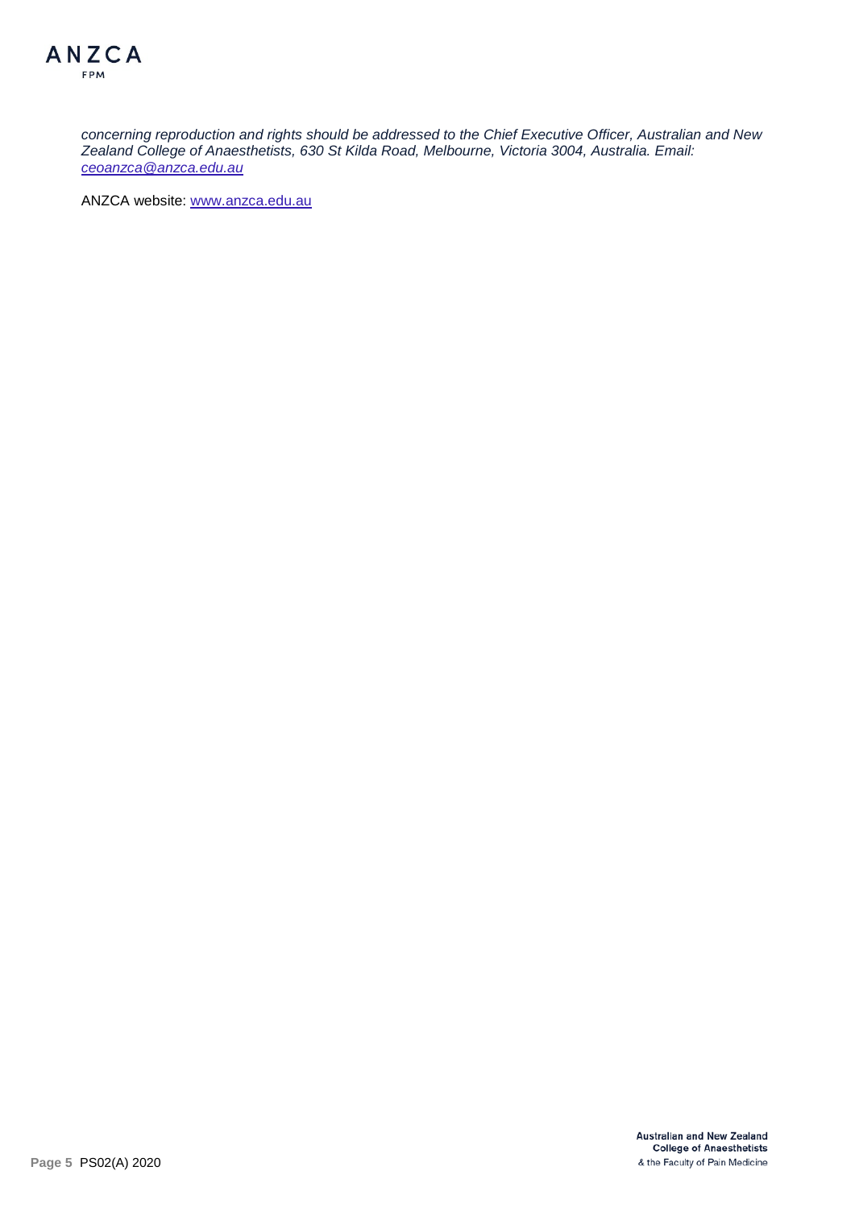*concerning reproduction and rights should be addressed to the Chief Executive Officer, Australian and New Zealand College of Anaesthetists, 630 St Kilda Road, Melbourne, Victoria 3004, Australia. Email: ceoanzca@anzca.edu.au*

ANZCA website: www.anzca.edu.au